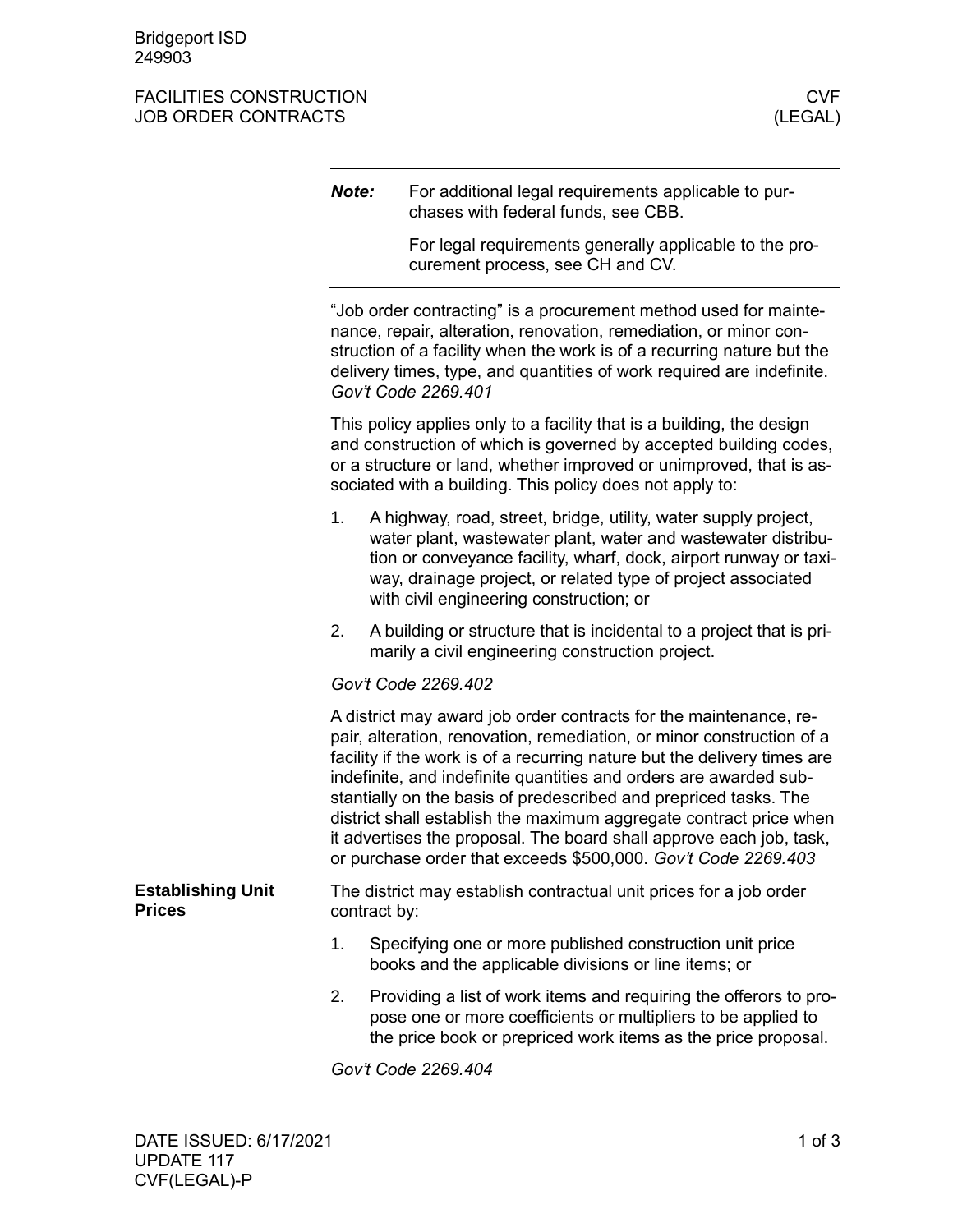Bridgeport ISD
249903

FACILITIES CONSTRUCTION
JOB ORDER CONTRACTS

CVF
(LEGAL)

**Note:** For additional legal requirements applicable to purchases with federal funds, see CBB.

For legal requirements generally applicable to the procurement process, see CH and CV.

"Job order contracting" is a procurement method used for maintenance, repair, alteration, renovation, remediation, or minor construction of a facility when the work is of a recurring nature but the delivery times, type, and quantities of work required are indefinite. *Gov't Code 2269.401*

This policy applies only to a facility that is a building, the design and construction of which is governed by accepted building codes, or a structure or land, whether improved or unimproved, that is associated with a building. This policy does not apply to:

1. A highway, road, street, bridge, utility, water supply project, water plant, wastewater plant, water and wastewater distribution or conveyance facility, wharf, dock, airport runway or taxiway, drainage project, or related type of project associated with civil engineering construction; or
2. A building or structure that is incidental to a project that is primarily a civil engineering construction project.

*Gov't Code 2269.402*

A district may award job order contracts for the maintenance, repair, alteration, renovation, remediation, or minor construction of a facility if the work is of a recurring nature but the delivery times are indefinite, and indefinite quantities and orders are awarded substantially on the basis of predescribed and prepriced tasks. The district shall establish the maximum aggregate contract price when it advertises the proposal. The board shall approve each job, task, or purchase order that exceeds $500,000. *Gov't Code 2269.403*

## Establishing Unit Prices

The district may establish contractual unit prices for a job order contract by:

1. Specifying one or more published construction unit price books and the applicable divisions or line items; or
2. Providing a list of work items and requiring the offerors to propose one or more coefficients or multipliers to be applied to the price book or prepriced work items as the price proposal.

*Gov't Code 2269.404*

DATE ISSUED: 6/17/2021
UPDATE 117
CVF(LEGAL)-P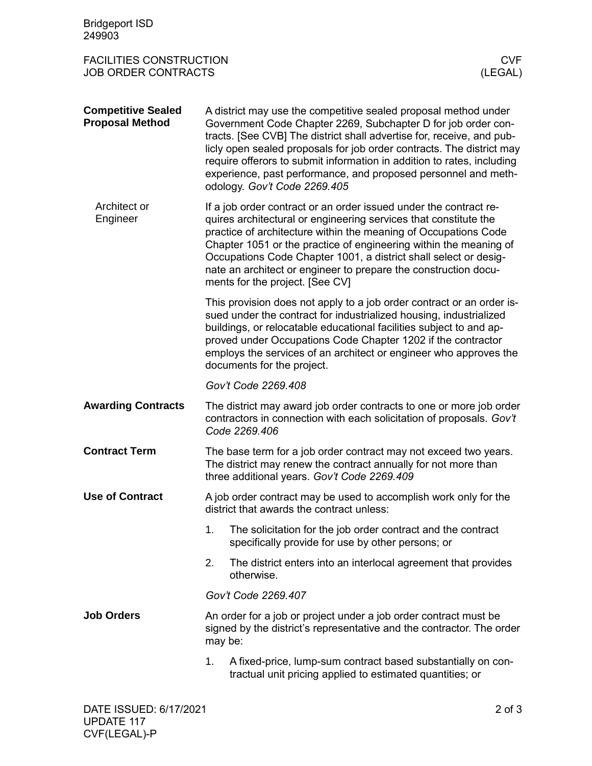**Competitive Sealed Proposal Method**

A district may use the competitive sealed proposal method under Government Code Chapter 2269, Subchapter D for job order contracts. [See CVB] The district shall advertise for, receive, and publicly open sealed proposals for job order contracts. The district may require offerors to submit information in addition to rates, including experience, past performance, and proposed personnel and methodology. *Gov't Code 2269.405*

**Architect or Engineer**

If a job order contract or an order issued under the contract requires architectural or engineering services that constitute the practice of architecture within the meaning of Occupations Code Chapter 1051 or the practice of engineering within the meaning of Occupations Code Chapter 1001, a district shall select or designate an architect or engineer to prepare the construction documents for the project. [See CV]

This provision does not apply to a job order contract or an order issued under the contract for industrialized housing, industrialized buildings, or relocatable educational facilities subject to and approved under Occupations Code Chapter 1202 if the contractor employs the services of an architect or engineer who approves the documents for the project.

*Gov't Code 2269.408*

**Awarding Contracts**

The district may award job order contracts to one or more job order contractors in connection with each solicitation of proposals. *Gov't Code 2269.406*

**Contract Term**

The base term for a job order contract may not exceed two years. The district may renew the contract annually for not more than three additional years. *Gov't Code 2269.409*

**Use of Contract**

A job order contract may be used to accomplish work only for the district that awards the contract unless:

1. The solicitation for the job order contract and the contract specifically provide for use by other persons; or
2. The district enters into an interlocal agreement that provides otherwise.

*Gov't Code 2269.407*

**Job Orders**

An order for a job or project under a job order contract must be signed by the district's representative and the contractor. The order may be:

1. A fixed-price, lump-sum contract based substantially on contractual unit pricing applied to estimated quantities; or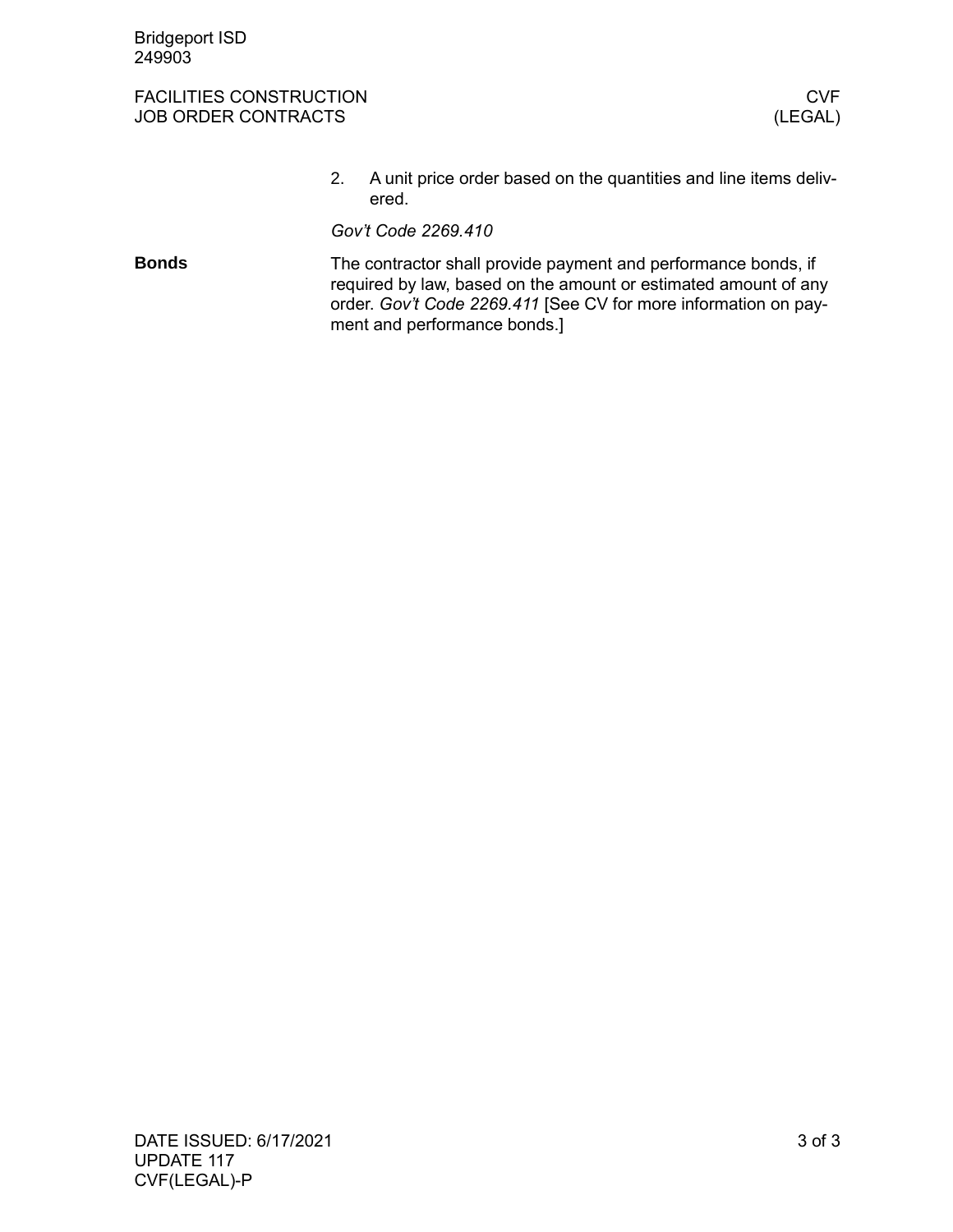2. A unit price order based on the quantities and line items delivered.

*Gov't Code 2269.410*

**Bonds**

The contractor shall provide payment and performance bonds, if required by law, based on the amount or estimated amount of any order. *Gov't Code 2269.411* [See CV for more information on payment and performance bonds.]